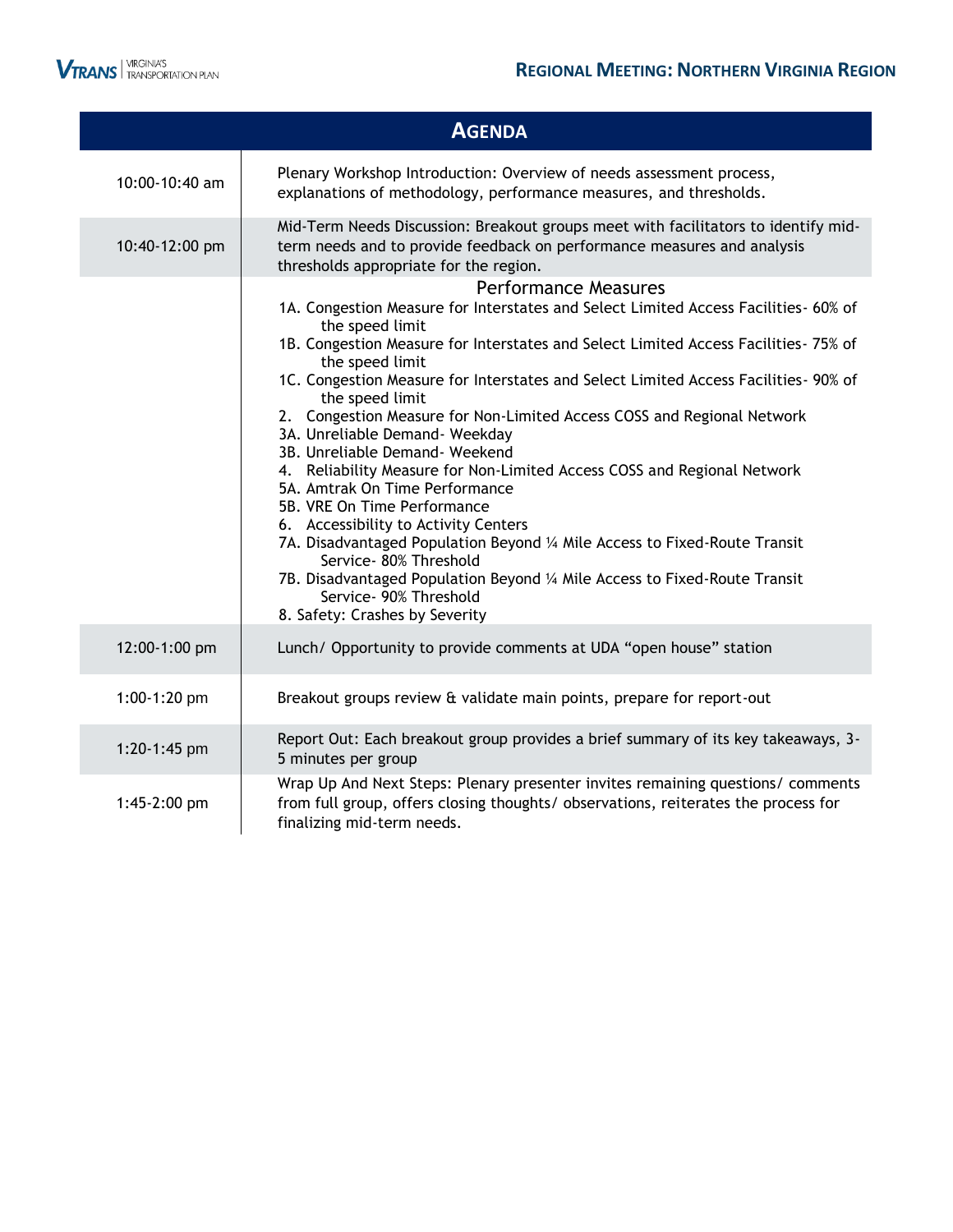# Regional Meeting: Northern Virginia Region

## Agenda

| Time | Item |
|---|---|
| 10:00-10:40 am | Plenary Workshop Introduction: Overview of needs assessment process, explanations of methodology, performance measures, and thresholds. |
| 10:40-12:00 pm | Mid-Term Needs Discussion: Breakout groups meet with facilitators to identify mid-term needs and to provide feedback on performance measures and analysis thresholds appropriate for the region. |
| | **Performance Measures**<br>1A. Congestion Measure for Interstates and Select Limited Access Facilities- 60% of the speed limit<br>1B. Congestion Measure for Interstates and Select Limited Access Facilities- 75% of the speed limit<br>1C. Congestion Measure for Interstates and Select Limited Access Facilities- 90% of the speed limit<br>2. Congestion Measure for Non-Limited Access COSS and Regional Network<br>3A. Unreliable Demand- Weekday<br>3B. Unreliable Demand- Weekend<br>4. Reliability Measure for Non-Limited Access COSS and Regional Network<br>5A. Amtrak On Time Performance<br>5B. VRE On Time Performance<br>6. Accessibility to Activity Centers<br>7A. Disadvantaged Population Beyond ¼ Mile Access to Fixed-Route Transit Service- 80% Threshold<br>7B. Disadvantaged Population Beyond ¼ Mile Access to Fixed-Route Transit Service- 90% Threshold<br>8. Safety: Crashes by Severity |
| 12:00-1:00 pm | Lunch/ Opportunity to provide comments at UDA "open house" station |
| 1:00-1:20 pm | Breakout groups review & validate main points, prepare for report-out |
| 1:20-1:45 pm | Report Out: Each breakout group provides a brief summary of its key takeaways, 3-5 minutes per group |
| 1:45-2:00 pm | Wrap Up And Next Steps: Plenary presenter invites remaining questions/ comments from full group, offers closing thoughts/ observations, reiterates the process for finalizing mid-term needs. |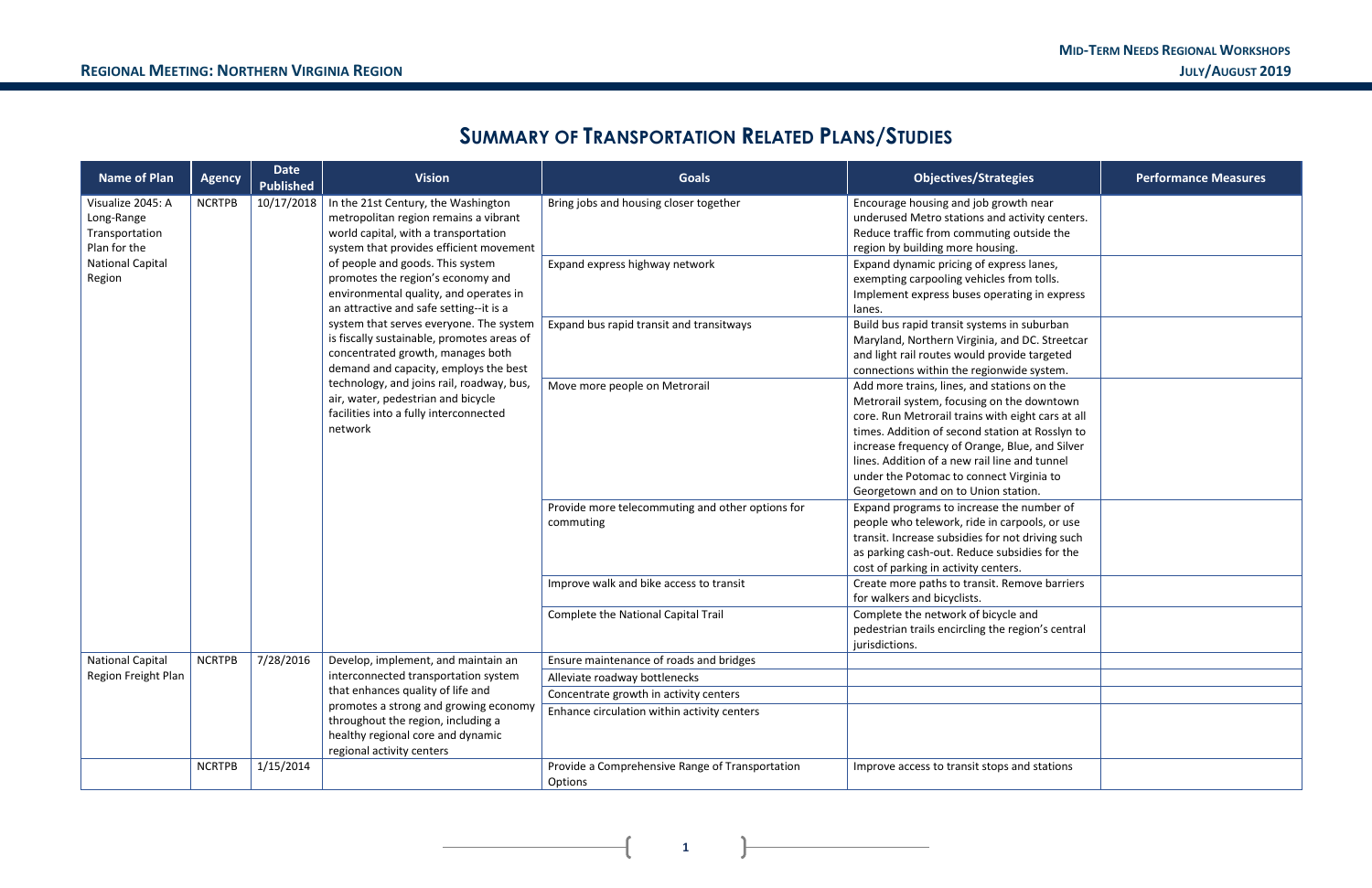# Summary of Transportation Related Plans/Studies

| Name of Plan | Agency | Date Published | Vision | Goals | Objectives/Strategies | Performance Measures |
|---|---|---|---|---|---|---|
| Visualize 2045: A Long-Range Transportation Plan for the National Capital Region | NCRTPB | 10/17/2018 | In the 21st Century, the Washington metropolitan region remains a vibrant world capital, with a transportation system that provides efficient movement of people and goods. This system promotes the region's economy and environmental quality, and operates in an attractive and safe setting--it is a system that serves everyone. The system is fiscally sustainable, promotes areas of concentrated growth, manages both demand and capacity, employs the best technology, and joins rail, roadway, bus, air, water, pedestrian and bicycle facilities into a fully interconnected network | Bring jobs and housing closer together | Encourage housing and job growth near underused Metro stations and activity centers. Reduce traffic from commuting outside the region by building more housing. | |
| | | | | Expand express highway network | Expand dynamic pricing of express lanes, exempting carpooling vehicles from tolls. Implement express buses operating in express lanes. | |
| | | | | Expand bus rapid transit and transitways | Build bus rapid transit systems in suburban Maryland, Northern Virginia, and DC. Streetcar and light rail routes would provide targeted connections within the regionwide system. | |
| | | | | Move more people on Metrorail | Add more trains, lines, and stations on the Metrorail system, focusing on the downtown core. Run Metrorail trains with eight cars at all times. Addition of second station at Rosslyn to increase frequency of Orange, Blue, and Silver lines. Addition of a new rail line and tunnel under the Potomac to connect Virginia to Georgetown and on to Union station. | |
| | | | | Provide more telecommuting and other options for commuting | Expand programs to increase the number of people who telework, ride in carpools, or use transit. Increase subsidies for not driving such as parking cash-out. Reduce subsidies for the cost of parking in activity centers. | |
| | | | | Improve walk and bike access to transit | Create more paths to transit. Remove barriers for walkers and bicyclists. | |
| | | | | Complete the National Capital Trail | Complete the network of bicycle and pedestrian trails encircling the region's central jurisdictions. | |
| National Capital Region Freight Plan | NCRTPB | 7/28/2016 | Develop, implement, and maintain an interconnected transportation system that enhances quality of life and promotes a strong and growing economy throughout the region, including a healthy regional core and dynamic regional activity centers | Ensure maintenance of roads and bridges | | |
| | | | | Alleviate roadway bottlenecks | | |
| | | | | Concentrate growth in activity centers | | |
| | | | | Enhance circulation within activity centers | | |
| | NCRTPB | 1/15/2014 | | Provide a Comprehensive Range of Transportation Options | Improve access to transit stops and stations | |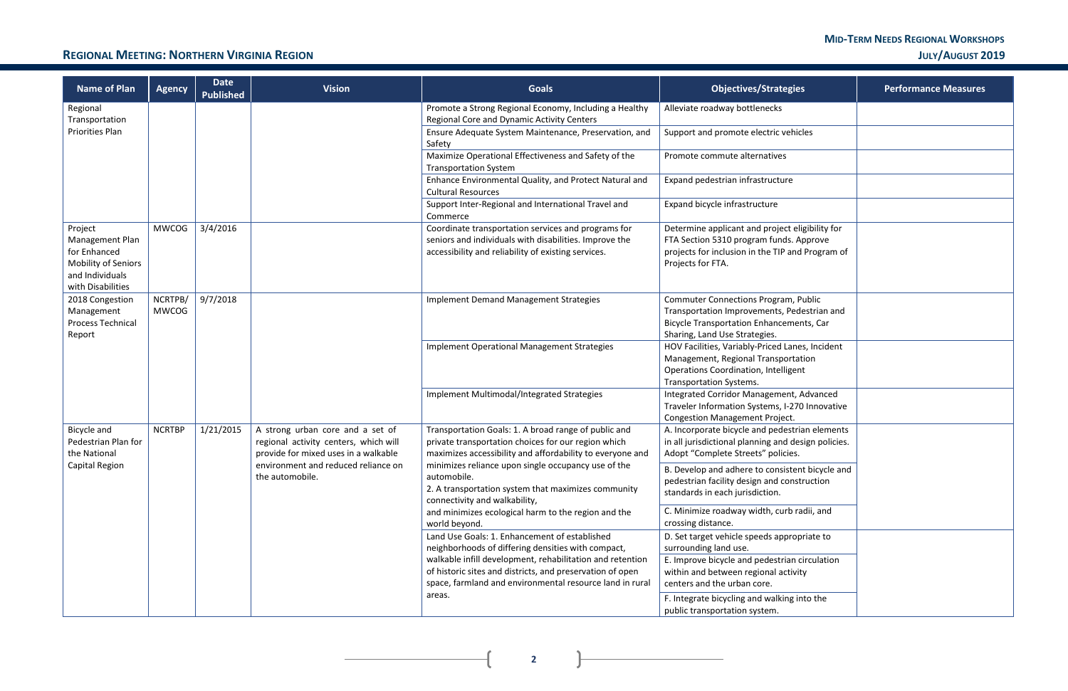## Regional Meeting: Northern Virginia Region

| Name of Plan | Agency | Date Published | Vision | Goals | Objectives/Strategies | Performance Measures |
|---|---|---|---|---|---|---|
| Regional Transportation Priorities Plan | | | | Promote a Strong Regional Economy, Including a Healthy Regional Core and Dynamic Activity Centers | Alleviate roadway bottlenecks | |
| | | | | Ensure Adequate System Maintenance, Preservation, and Safety | Support and promote electric vehicles | |
| | | | | Maximize Operational Effectiveness and Safety of the Transportation System | Promote commute alternatives | |
| | | | | Enhance Environmental Quality, and Protect Natural and Cultural Resources | Expand pedestrian infrastructure | |
| | | | | Support Inter-Regional and International Travel and Commerce | Expand bicycle infrastructure | |
| Project Management Plan for Enhanced Mobility of Seniors and Individuals with Disabilities | MWCOG | 3/4/2016 | | Coordinate transportation services and programs for seniors and individuals with disabilities. Improve the accessibility and reliability of existing services. | Determine applicant and project eligibility for FTA Section 5310 program funds. Approve projects for inclusion in the TIP and Program of Projects for FTA. | |
| 2018 Congestion Management Process Technical Report | NCRTPB/ MWCOG | 9/7/2018 | | Implement Demand Management Strategies | Commuter Connections Program, Public Transportation Improvements, Pedestrian and Bicycle Transportation Enhancements, Car Sharing, Land Use Strategies. | |
| | | | | Implement Operational Management Strategies | HOV Facilities, Variably-Priced Lanes, Incident Management, Regional Transportation Operations Coordination, Intelligent Transportation Systems. | |
| | | | | Implement Multimodal/Integrated Strategies | Integrated Corridor Management, Advanced Traveler Information Systems, I-270 Innovative Congestion Management Project. | |
| Bicycle and Pedestrian Plan for the National Capital Region | NCRTBP | 1/21/2015 | A strong urban core and a set of regional activity centers, which will provide for mixed uses in a walkable environment and reduced reliance on the automobile. | Transportation Goals: 1. A broad range of public and private transportation choices for our region which maximizes accessibility and affordability to everyone and minimizes reliance upon single occupancy use of the automobile. 2. A transportation system that maximizes community connectivity and walkability, and minimizes ecological harm to the region and the world beyond. | A. Incorporate bicycle and pedestrian elements in all jurisdictional planning and design policies. Adopt "Complete Streets" policies. | |
| | | | | | B. Develop and adhere to consistent bicycle and pedestrian facility design and construction standards in each jurisdiction. | |
| | | | | | C. Minimize roadway width, curb radii, and crossing distance. | |
| | | | | Land Use Goals: 1. Enhancement of established neighborhoods of differing densities with compact, walkable infill development, rehabilitation and retention of historic sites and districts, and preservation of open space, farmland and environmental resource land in rural areas. | D. Set target vehicle speeds appropriate to surrounding land use. | |
| | | | | | E. Improve bicycle and pedestrian circulation within and between regional activity centers and the urban core. | |
| | | | | | F. Integrate bicycling and walking into the public transportation system. | |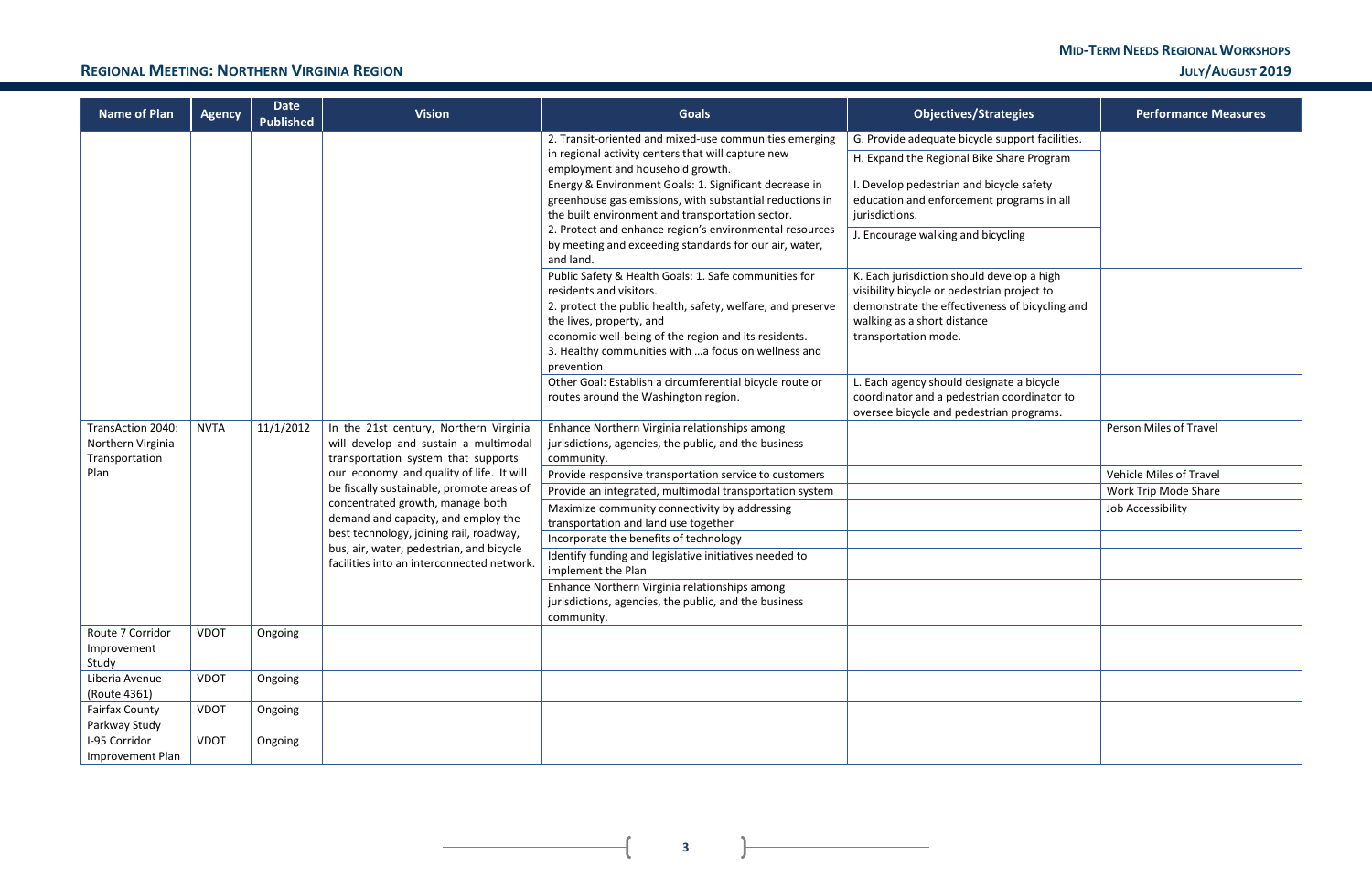| Name of Plan | Agency | Date Published | Vision | Goals | Objectives/Strategies | Performance Measures |
|---|---|---|---|---|---|---|
| | | | | 2. Transit-oriented and mixed-use communities emerging in regional activity centers that will capture new employment and household growth. | G. Provide adequate bicycle support facilities. | |
| | | | | | H. Expand the Regional Bike Share Program | |
| | | | | Energy & Environment Goals: 1. Significant decrease in greenhouse gas emissions, with substantial reductions in the built environment and transportation sector. | I. Develop pedestrian and bicycle safety education and enforcement programs in all jurisdictions. | |
| | | | | 2. Protect and enhance region's environmental resources by meeting and exceeding standards for our air, water, and land. | J. Encourage walking and bicycling | |
| | | | | Public Safety & Health Goals: 1. Safe communities for residents and visitors. 2. protect the public health, safety, welfare, and preserve the lives, property, and economic well-being of the region and its residents. 3. Healthy communities with …a focus on wellness and prevention | K. Each jurisdiction should develop a high visibility bicycle or pedestrian project to demonstrate the effectiveness of bicycling and walking as a short distance transportation mode. | |
| | | | | Other Goal: Establish a circumferential bicycle route or routes around the Washington region. | L. Each agency should designate a bicycle coordinator and a pedestrian coordinator to oversee bicycle and pedestrian programs. | |
| TransAction 2040: Northern Virginia Transportation Plan | NVTA | 11/1/2012 | In the 21st century, Northern Virginia will develop and sustain a multimodal transportation system that supports our economy and quality of life. It will be fiscally sustainable, promote areas of concentrated growth, manage both demand and capacity, and employ the best technology, joining rail, roadway, bus, air, water, pedestrian, and bicycle facilities into an interconnected network. | Enhance Northern Virginia relationships among jurisdictions, agencies, the public, and the business community. | | Person Miles of Travel |
| | | | | Provide responsive transportation service to customers | | Vehicle Miles of Travel |
| | | | | Provide an integrated, multimodal transportation system | | Work Trip Mode Share |
| | | | | Maximize community connectivity by addressing transportation and land use together | | Job Accessibility |
| | | | | Incorporate the benefits of technology | | |
| | | | | Identify funding and legislative initiatives needed to implement the Plan | | |
| | | | | Enhance Northern Virginia relationships among jurisdictions, agencies, the public, and the business community. | | |
| Route 7 Corridor Improvement Study | VDOT | Ongoing | | | | |
| Liberia Avenue (Route 4361) | VDOT | Ongoing | | | | |
| Fairfax County Parkway Study | VDOT | Ongoing | | | | |
| I-95 Corridor Improvement Plan | VDOT | Ongoing | | | | |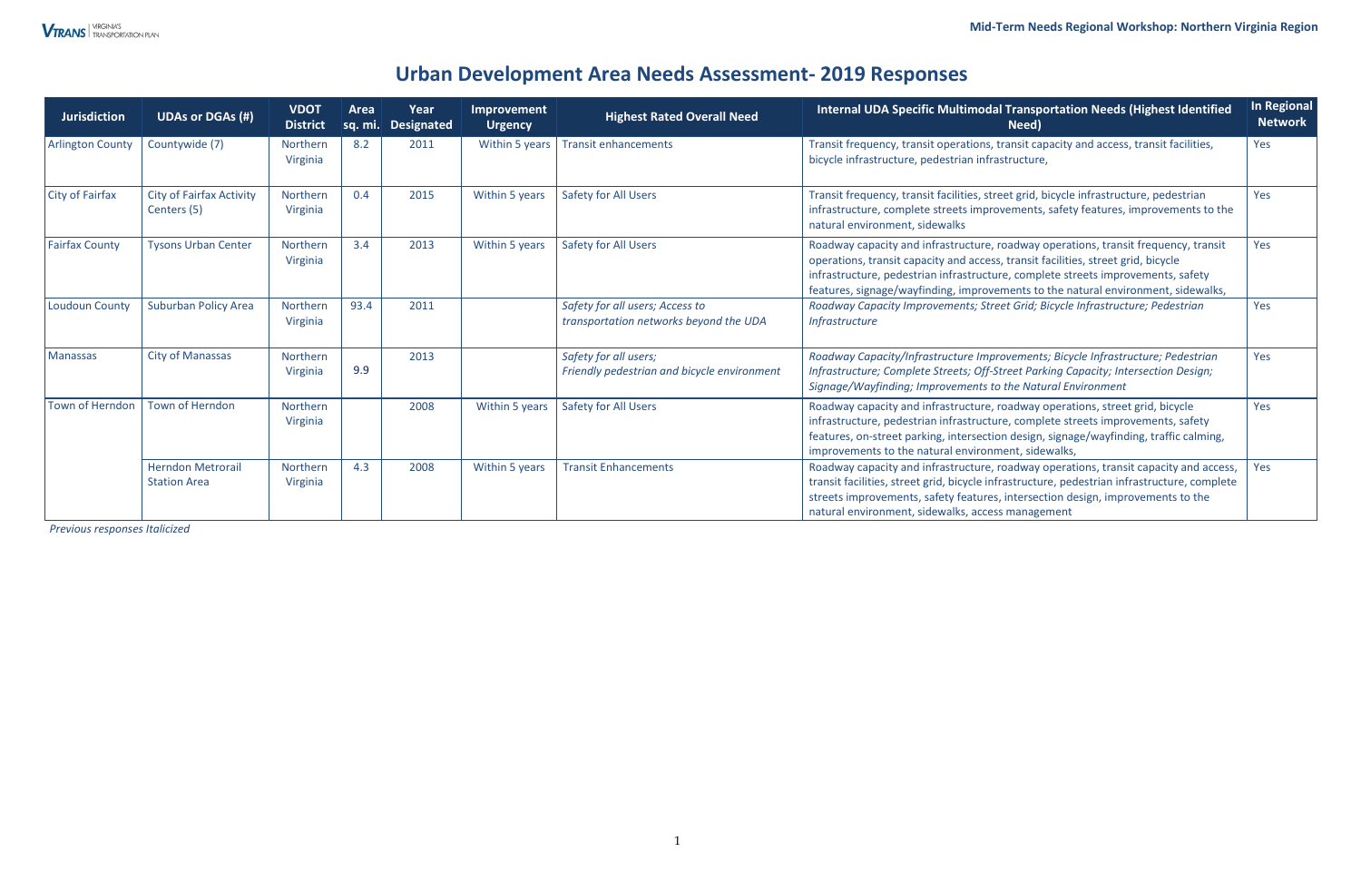# Urban Development Area Needs Assessment- 2019 Responses

| Jurisdiction | UDAs or DGAs (#) | VDOT District | Area sq. mi. | Year Designated | Improvement Urgency | Highest Rated Overall Need | Internal UDA Specific Multimodal Transportation Needs (Highest Identified Need) | In Regional Network |
|---|---|---|---|---|---|---|---|---|
| Arlington County | Countywide (7) | Northern Virginia | 8.2 | 2011 | Within 5 years | Transit enhancements | Transit frequency, transit operations, transit capacity and access, transit facilities, bicycle infrastructure, pedestrian infrastructure, | Yes |
| City of Fairfax | City of Fairfax Activity Centers (5) | Northern Virginia | 0.4 | 2015 | Within 5 years | Safety for All Users | Transit frequency, transit facilities, street grid, bicycle infrastructure, pedestrian infrastructure, complete streets improvements, safety features, improvements to the natural environment, sidewalks | Yes |
| Fairfax County | Tysons Urban Center | Northern Virginia | 3.4 | 2013 | Within 5 years | Safety for All Users | Roadway capacity and infrastructure, roadway operations, transit frequency, transit operations, transit capacity and access, transit facilities, street grid, bicycle infrastructure, pedestrian infrastructure, complete streets improvements, safety features, signage/wayfinding, improvements to the natural environment, sidewalks, | Yes |
| Loudoun County | Suburban Policy Area | Northern Virginia | 93.4 | 2011 | | *Safety for all users; Access to transportation networks beyond the UDA* | *Roadway Capacity Improvements; Street Grid; Bicycle Infrastructure; Pedestrian Infrastructure* | Yes |
| Manassas | City of Manassas | Northern Virginia | 9.9 | 2013 | | *Safety for all users; Friendly pedestrian and bicycle environment* | *Roadway Capacity/Infrastructure Improvements; Bicycle Infrastructure; Pedestrian Infrastructure; Complete Streets; Off-Street Parking Capacity; Intersection Design; Signage/Wayfinding; Improvements to the Natural Environment* | Yes |
| Town of Herndon | Town of Herndon | Northern Virginia | | 2008 | Within 5 years | Safety for All Users | Roadway capacity and infrastructure, roadway operations, street grid, bicycle infrastructure, pedestrian infrastructure, complete streets improvements, safety features, on-street parking, intersection design, signage/wayfinding, traffic calming, improvements to the natural environment, sidewalks, | Yes |
| | Herndon Metrorail Station Area | Northern Virginia | 4.3 | 2008 | Within 5 years | Transit Enhancements | Roadway capacity and infrastructure, roadway operations, transit capacity and access, transit facilities, street grid, bicycle infrastructure, pedestrian infrastructure, complete streets improvements, safety features, intersection design, improvements to the natural environment, sidewalks, access management | Yes |

*Previous responses Italicized*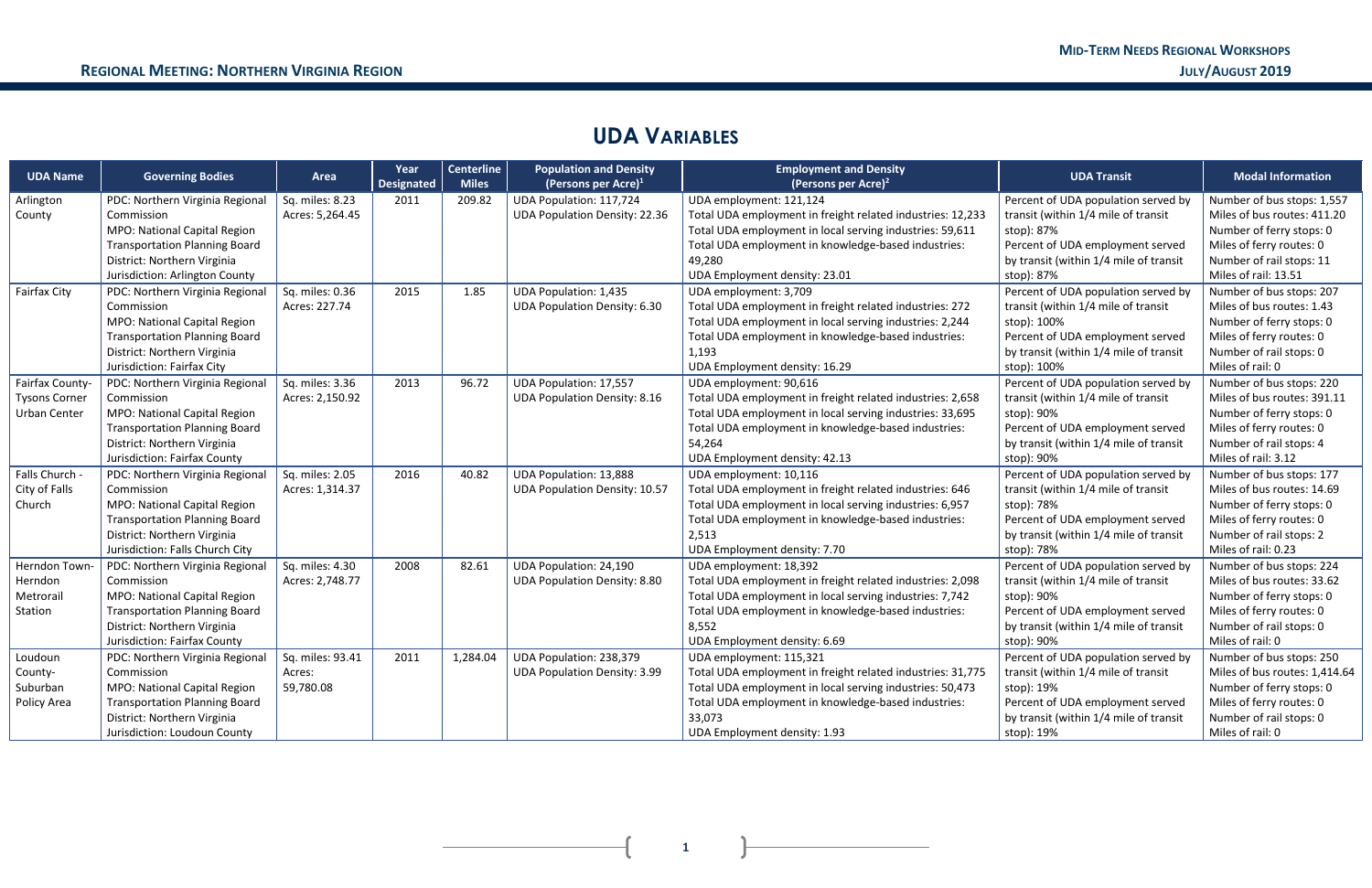## UDA VARIABLES

| UDA Name | Governing Bodies | Area | Year Designated | Centerline Miles | Population and Density (Persons per Acre)[1] | Employment and Density (Persons per Acre)[2] | UDA Transit | Modal Information |
|---|---|---|---|---|---|---|---|---|
| Arlington County | PDC: Northern Virginia Regional Commission<br>MPO: National Capital Region Transportation Planning Board<br>District: Northern Virginia<br>Jurisdiction: Arlington County | Sq. miles: 8.23<br>Acres: 5,264.45 | 2011 | 209.82 | UDA Population: 117,724<br>UDA Population Density: 22.36 | UDA employment: 121,124<br>Total UDA employment in freight related industries: 12,233<br>Total UDA employment in local serving industries: 59,611<br>Total UDA employment in knowledge-based industries: 49,280<br>UDA Employment density: 23.01 | Percent of UDA population served by transit (within 1/4 mile of transit stop): 87%<br>Percent of UDA employment served by transit (within 1/4 mile of transit stop): 87% | Number of bus stops: 1,557<br>Miles of bus routes: 411.20<br>Number of ferry stops: 0<br>Miles of ferry routes: 0<br>Number of rail stops: 11<br>Miles of rail: 13.51 |
| Fairfax City | PDC: Northern Virginia Regional Commission<br>MPO: National Capital Region Transportation Planning Board<br>District: Northern Virginia<br>Jurisdiction: Fairfax City | Sq. miles: 0.36<br>Acres: 227.74 | 2015 | 1.85 | UDA Population: 1,435<br>UDA Population Density: 6.30 | UDA employment: 3,709<br>Total UDA employment in freight related industries: 272<br>Total UDA employment in local serving industries: 2,244<br>Total UDA employment in knowledge-based industries: 1,193<br>UDA Employment density: 16.29 | Percent of UDA population served by transit (within 1/4 mile of transit stop): 100%<br>Percent of UDA employment served by transit (within 1/4 mile of transit stop): 100% | Number of bus stops: 207<br>Miles of bus routes: 1.43<br>Number of ferry stops: 0<br>Miles of ferry routes: 0<br>Number of rail stops: 0<br>Miles of rail: 0 |
| Fairfax County-Tysons Corner Urban Center | PDC: Northern Virginia Regional Commission<br>MPO: National Capital Region Transportation Planning Board<br>District: Northern Virginia<br>Jurisdiction: Fairfax County | Sq. miles: 3.36<br>Acres: 2,150.92 | 2013 | 96.72 | UDA Population: 17,557<br>UDA Population Density: 8.16 | UDA employment: 90,616<br>Total UDA employment in freight related industries: 2,658<br>Total UDA employment in local serving industries: 33,695<br>Total UDA employment in knowledge-based industries: 54,264<br>UDA Employment density: 42.13 | Percent of UDA population served by transit (within 1/4 mile of transit stop): 90%<br>Percent of UDA employment served by transit (within 1/4 mile of transit stop): 90% | Number of bus stops: 220<br>Miles of bus routes: 391.11<br>Number of ferry stops: 0<br>Miles of ferry routes: 0<br>Number of rail stops: 4<br>Miles of rail: 3.12 |
| Falls Church - City of Falls Church | PDC: Northern Virginia Regional Commission<br>MPO: National Capital Region Transportation Planning Board<br>District: Northern Virginia<br>Jurisdiction: Falls Church City | Sq. miles: 2.05<br>Acres: 1,314.37 | 2016 | 40.82 | UDA Population: 13,888<br>UDA Population Density: 10.57 | UDA employment: 10,116<br>Total UDA employment in freight related industries: 646<br>Total UDA employment in local serving industries: 6,957<br>Total UDA employment in knowledge-based industries: 2,513<br>UDA Employment density: 7.70 | Percent of UDA population served by transit (within 1/4 mile of transit stop): 78%<br>Percent of UDA employment served by transit (within 1/4 mile of transit stop): 78% | Number of bus stops: 177<br>Miles of bus routes: 14.69<br>Number of ferry stops: 0<br>Miles of ferry routes: 0<br>Number of rail stops: 2<br>Miles of rail: 0.23 |
| Herndon Town-Herndon Metrorail Station | PDC: Northern Virginia Regional Commission<br>MPO: National Capital Region Transportation Planning Board<br>District: Northern Virginia<br>Jurisdiction: Fairfax County | Sq. miles: 4.30<br>Acres: 2,748.77 | 2008 | 82.61 | UDA Population: 24,190<br>UDA Population Density: 8.80 | UDA employment: 18,392<br>Total UDA employment in freight related industries: 2,098<br>Total UDA employment in local serving industries: 7,742<br>Total UDA employment in knowledge-based industries: 8,552<br>UDA Employment density: 6.69 | Percent of UDA population served by transit (within 1/4 mile of transit stop): 90%<br>Percent of UDA employment served by transit (within 1/4 mile of transit stop): 90% | Number of bus stops: 224<br>Miles of bus routes: 33.62<br>Number of ferry stops: 0<br>Miles of ferry routes: 0<br>Number of rail stops: 0<br>Miles of rail: 0 |
| Loudoun County-Suburban Policy Area | PDC: Northern Virginia Regional Commission<br>MPO: National Capital Region Transportation Planning Board<br>District: Northern Virginia<br>Jurisdiction: Loudoun County | Sq. miles: 93.41<br>Acres: 59,780.08 | 2011 | 1,284.04 | UDA Population: 238,379<br>UDA Population Density: 3.99 | UDA employment: 115,321<br>Total UDA employment in freight related industries: 31,775<br>Total UDA employment in local serving industries: 50,473<br>Total UDA employment in knowledge-based industries: 33,073<br>UDA Employment density: 1.93 | Percent of UDA population served by transit (within 1/4 mile of transit stop): 19%<br>Percent of UDA employment served by transit (within 1/4 mile of transit stop): 19% | Number of bus stops: 250<br>Miles of bus routes: 1,414.64<br>Number of ferry stops: 0<br>Miles of ferry routes: 0<br>Number of rail stops: 0<br>Miles of rail: 0 |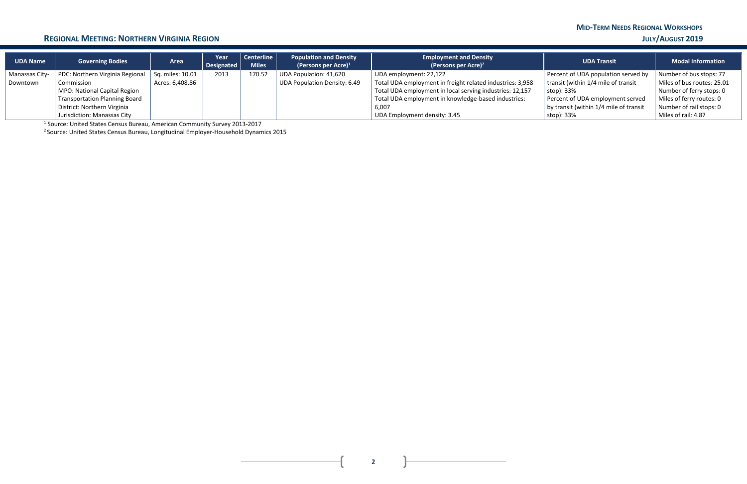| UDA Name | Governing Bodies | Area | Year Designated | Centerline Miles | Population and Density (Persons per Acre)[1] | Employment and Density (Persons per Acre)[2] | UDA Transit | Modal Information |
|---|---|---|---|---|---|---|---|---|
| Manassas City-Downtown | PDC: Northern Virginia Regional Commission<br>MPO: National Capital Region Transportation Planning Board<br>District: Northern Virginia<br>Jurisdiction: Manassas City | Sq. miles: 10.01<br>Acres: 6,408.86 | 2013 | 170.52 | UDA Population: 41,620<br>UDA Population Density: 6.49 | UDA employment: 22,122<br>Total UDA employment in freight related industries: 3,958<br>Total UDA employment in local serving industries: 12,157<br>Total UDA employment in knowledge-based industries: 6,007<br>UDA Employment density: 3.45 | Percent of UDA population served by transit (within 1/4 mile of transit stop): 33%<br>Percent of UDA employment served by transit (within 1/4 mile of transit stop): 33% | Number of bus stops: 77<br>Miles of bus routes: 25.01<br>Number of ferry stops: 0<br>Miles of ferry routes: 0<br>Number of rail stops: 0<br>Miles of rail: 4.87 |

[1] Source: United States Census Bureau, American Community Survey 2013-2017

[2] Source: United States Census Bureau, Longitudinal Employer-Household Dynamics 2015